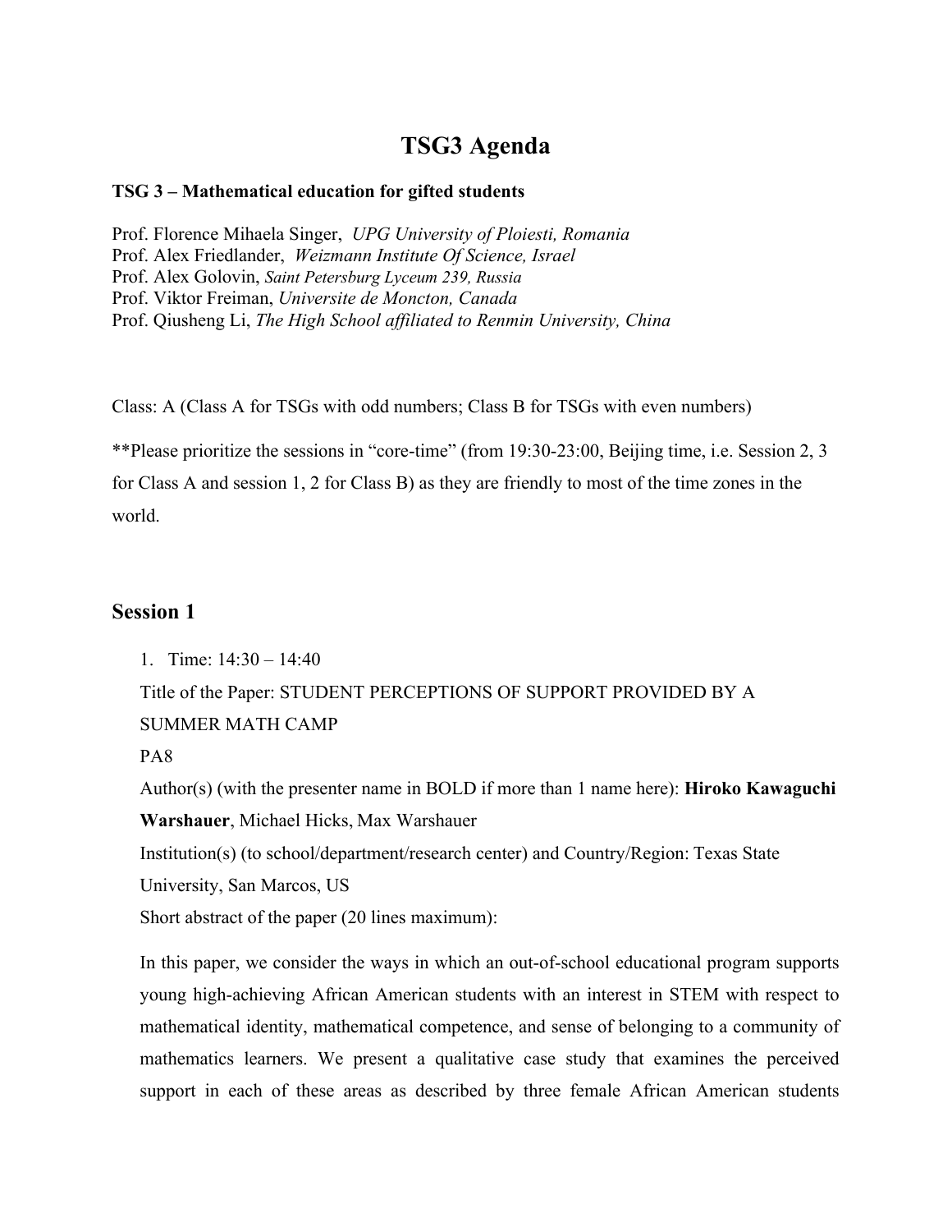# TSG3 Agenda

**TSG 3 – Mathematical education for gifted students**

Prof. Florence Mihaela Singer, *UPG University of Ploiesti, Romania*
Prof. Alex Friedlander, *Weizmann Institute Of Science, Israel*
Prof. Alex Golovin, *Saint Petersburg Lyceum 239, Russia*
Prof. Viktor Freiman, *Universite de Moncton, Canada*
Prof. Qiusheng Li, *The High School affiliated to Renmin University, China*

Class: A (Class A for TSGs with odd numbers; Class B for TSGs with even numbers)

**Please prioritize the sessions in "core-time" (from 19:30-23:00, Beijing time, i.e. Session 2, 3 for Class A and session 1, 2 for Class B) as they are friendly to most of the time zones in the world.

## Session 1

1. Time: 14:30 – 14:40

   Title of the Paper: STUDENT PERCEPTIONS OF SUPPORT PROVIDED BY A SUMMER MATH CAMP

   PA8

   Author(s) (with the presenter name in BOLD if more than 1 name here): **Hiroko Kawaguchi Warshauer**, Michael Hicks, Max Warshauer

   Institution(s) (to school/department/research center) and Country/Region: Texas State University, San Marcos, US

   Short abstract of the paper (20 lines maximum):

   In this paper, we consider the ways in which an out-of-school educational program supports young high-achieving African American students with an interest in STEM with respect to mathematical identity, mathematical competence, and sense of belonging to a community of mathematics learners. We present a qualitative case study that examines the perceived support in each of these areas as described by three female African American students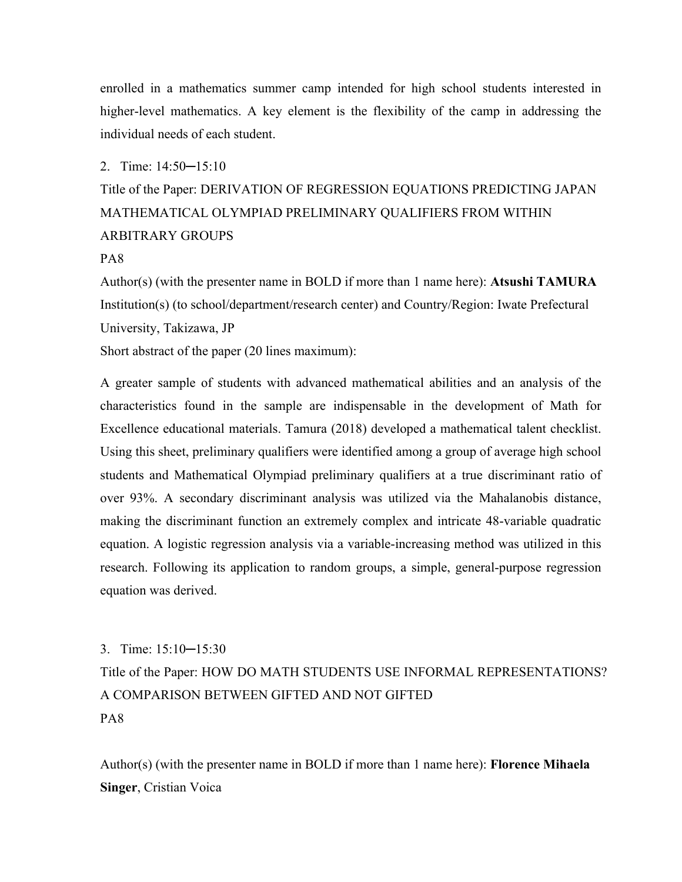enrolled in a mathematics summer camp intended for high school students interested in higher-level mathematics. A key element is the flexibility of the camp in addressing the individual needs of each student.

2. Time: 14:50─15:10

Title of the Paper: DERIVATION OF REGRESSION EQUATIONS PREDICTING JAPAN MATHEMATICAL OLYMPIAD PRELIMINARY QUALIFIERS FROM WITHIN ARBITRARY GROUPS

PA8

Author(s) (with the presenter name in BOLD if more than 1 name here): **Atsushi TAMURA**

Institution(s) (to school/department/research center) and Country/Region: Iwate Prefectural University, Takizawa, JP

Short abstract of the paper (20 lines maximum):

A greater sample of students with advanced mathematical abilities and an analysis of the characteristics found in the sample are indispensable in the development of Math for Excellence educational materials. Tamura (2018) developed a mathematical talent checklist. Using this sheet, preliminary qualifiers were identified among a group of average high school students and Mathematical Olympiad preliminary qualifiers at a true discriminant ratio of over 93%. A secondary discriminant analysis was utilized via the Mahalanobis distance, making the discriminant function an extremely complex and intricate 48-variable quadratic equation. A logistic regression analysis via a variable-increasing method was utilized in this research. Following its application to random groups, a simple, general-purpose regression equation was derived.

3. Time: 15:10─15:30

Title of the Paper: HOW DO MATH STUDENTS USE INFORMAL REPRESENTATIONS? A COMPARISON BETWEEN GIFTED AND NOT GIFTED

PA8

Author(s) (with the presenter name in BOLD if more than 1 name here): **Florence Mihaela Singer**, Cristian Voica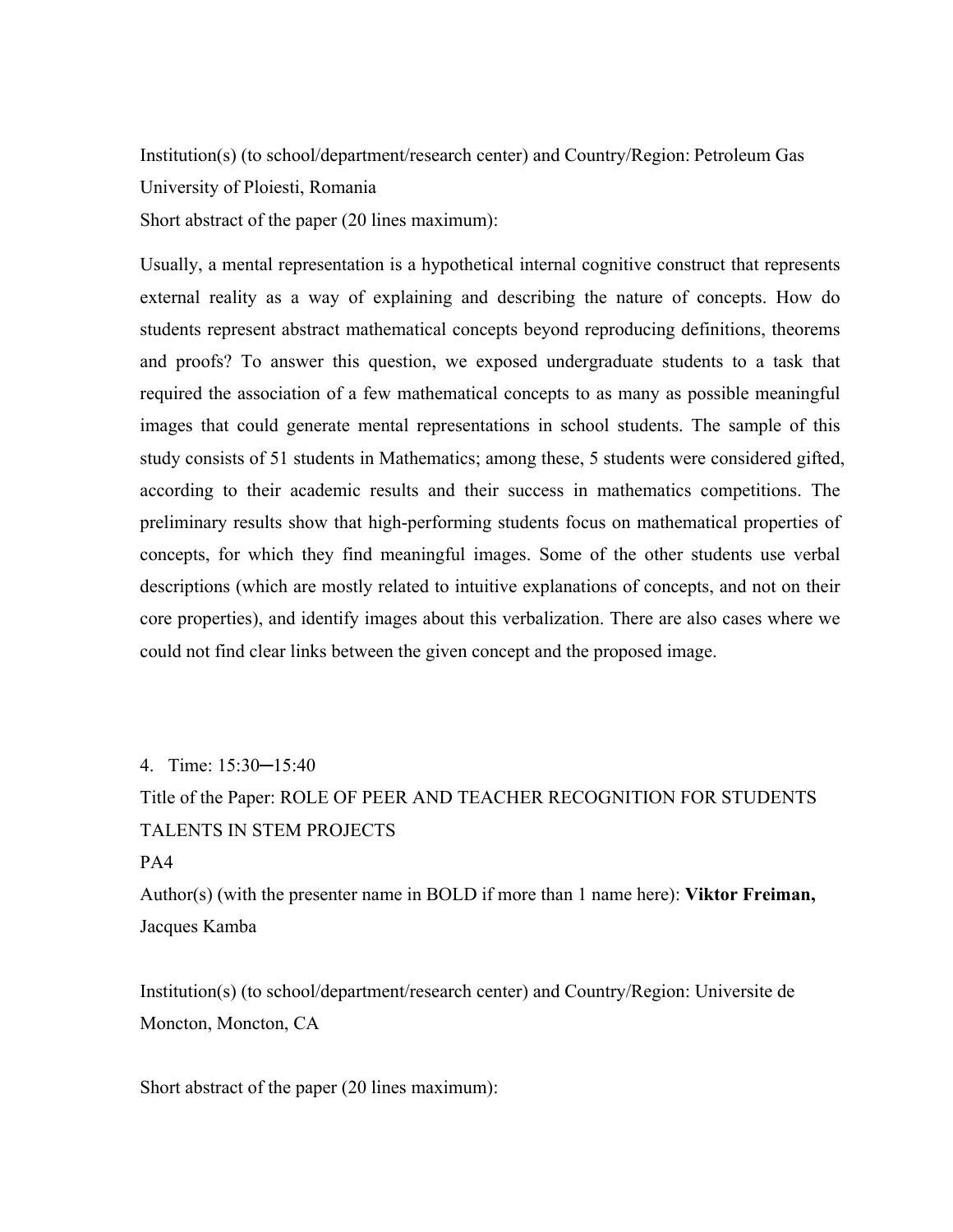Institution(s) (to school/department/research center) and Country/Region: Petroleum Gas University of Ploiesti, Romania

Short abstract of the paper (20 lines maximum):

Usually, a mental representation is a hypothetical internal cognitive construct that represents external reality as a way of explaining and describing the nature of concepts. How do students represent abstract mathematical concepts beyond reproducing definitions, theorems and proofs? To answer this question, we exposed undergraduate students to a task that required the association of a few mathematical concepts to as many as possible meaningful images that could generate mental representations in school students. The sample of this study consists of 51 students in Mathematics; among these, 5 students were considered gifted, according to their academic results and their success in mathematics competitions. The preliminary results show that high-performing students focus on mathematical properties of concepts, for which they find meaningful images. Some of the other students use verbal descriptions (which are mostly related to intuitive explanations of concepts, and not on their core properties), and identify images about this verbalization. There are also cases where we could not find clear links between the given concept and the proposed image.

4. Time: 15:30─15:40

Title of the Paper: ROLE OF PEER AND TEACHER RECOGNITION FOR STUDENTS TALENTS IN STEM PROJECTS

PA4

Author(s) (with the presenter name in BOLD if more than 1 name here): **Viktor Freiman,** Jacques Kamba

Institution(s) (to school/department/research center) and Country/Region: Universite de Moncton, Moncton, CA

Short abstract of the paper (20 lines maximum):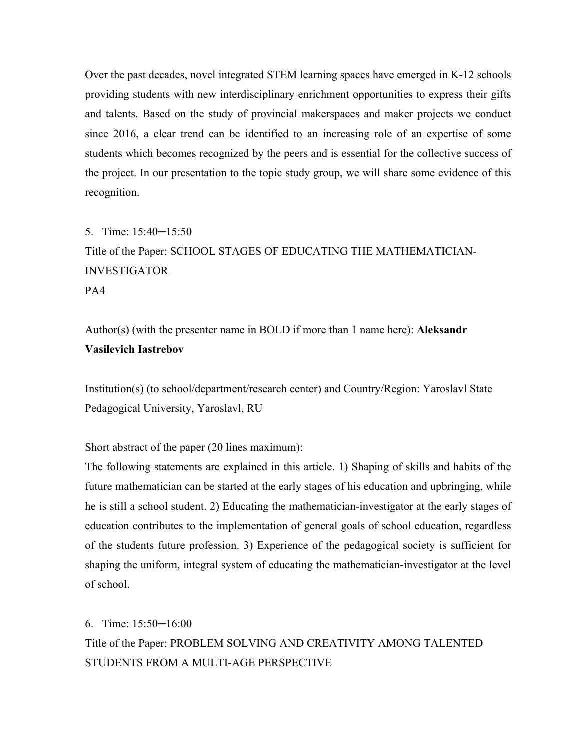Over the past decades, novel integrated STEM learning spaces have emerged in K-12 schools providing students with new interdisciplinary enrichment opportunities to express their gifts and talents. Based on the study of provincial makerspaces and maker projects we conduct since 2016, a clear trend can be identified to an increasing role of an expertise of some students which becomes recognized by the peers and is essential for the collective success of the project. In our presentation to the topic study group, we will share some evidence of this recognition.

5. Time: 15:40─15:50

Title of the Paper: SCHOOL STAGES OF EDUCATING THE MATHEMATICIAN-INVESTIGATOR

PA4

Author(s) (with the presenter name in BOLD if more than 1 name here): **Aleksandr Vasilevich Iastrebov**

Institution(s) (to school/department/research center) and Country/Region: Yaroslavl State Pedagogical University, Yaroslavl, RU

Short abstract of the paper (20 lines maximum):

The following statements are explained in this article. 1) Shaping of skills and habits of the future mathematician can be started at the early stages of his education and upbringing, while he is still a school student. 2) Educating the mathematician-investigator at the early stages of education contributes to the implementation of general goals of school education, regardless of the students future profession. 3) Experience of the pedagogical society is sufficient for shaping the uniform, integral system of educating the mathematician-investigator at the level of school.

6. Time: 15:50─16:00

Title of the Paper: PROBLEM SOLVING AND CREATIVITY AMONG TALENTED STUDENTS FROM A MULTI-AGE PERSPECTIVE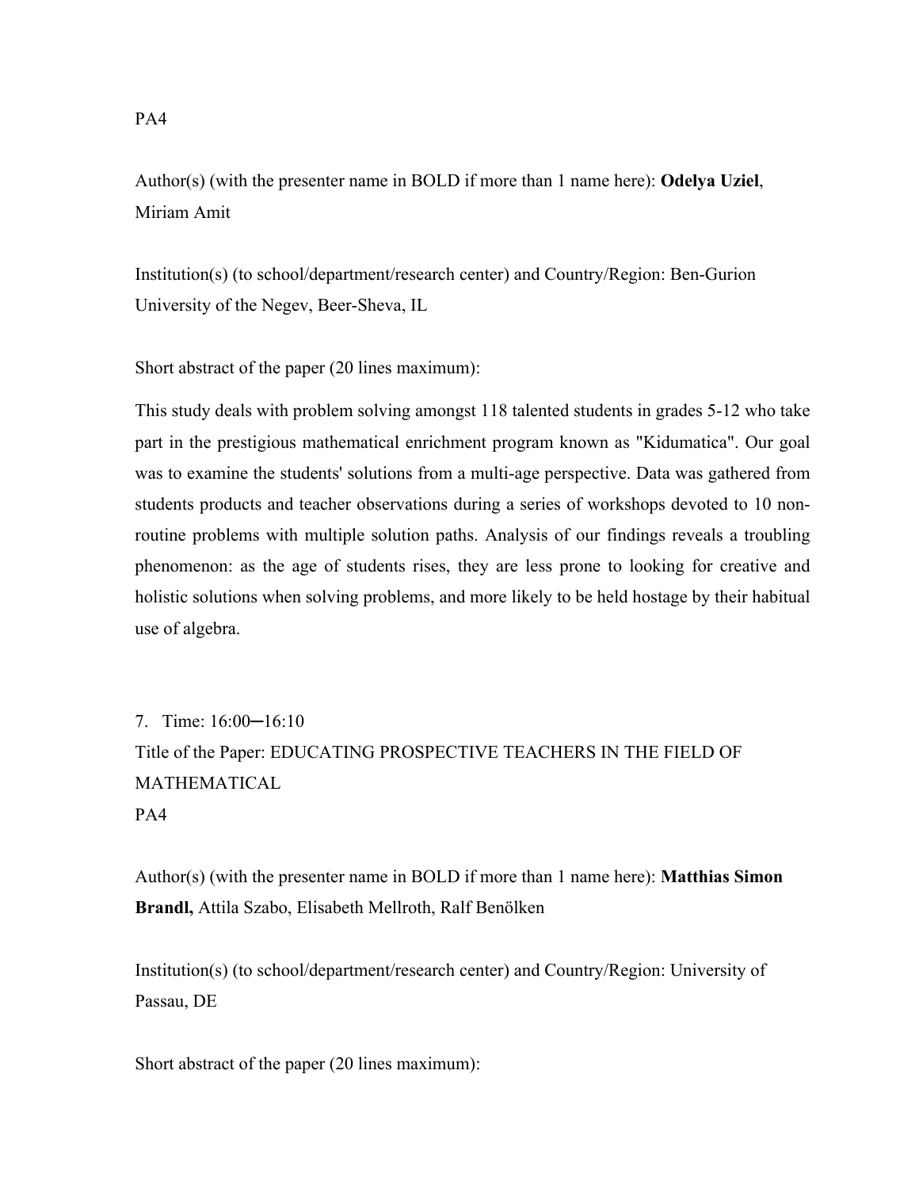PA4

Author(s) (with the presenter name in BOLD if more than 1 name here): **Odelya Uziel**, Miriam Amit

Institution(s) (to school/department/research center) and Country/Region: Ben-Gurion University of the Negev, Beer-Sheva, IL

Short abstract of the paper (20 lines maximum):

This study deals with problem solving amongst 118 talented students in grades 5-12 who take part in the prestigious mathematical enrichment program known as "Kidumatica". Our goal was to examine the students' solutions from a multi-age perspective. Data was gathered from students products and teacher observations during a series of workshops devoted to 10 non-routine problems with multiple solution paths. Analysis of our findings reveals a troubling phenomenon: as the age of students rises, they are less prone to looking for creative and holistic solutions when solving problems, and more likely to be held hostage by their habitual use of algebra.

7. Time: 16:00─16:10
Title of the Paper: EDUCATING PROSPECTIVE TEACHERS IN THE FIELD OF MATHEMATICAL
PA4

Author(s) (with the presenter name in BOLD if more than 1 name here): **Matthias Simon Brandl,** Attila Szabo, Elisabeth Mellroth, Ralf Benölken

Institution(s) (to school/department/research center) and Country/Region: University of Passau, DE

Short abstract of the paper (20 lines maximum):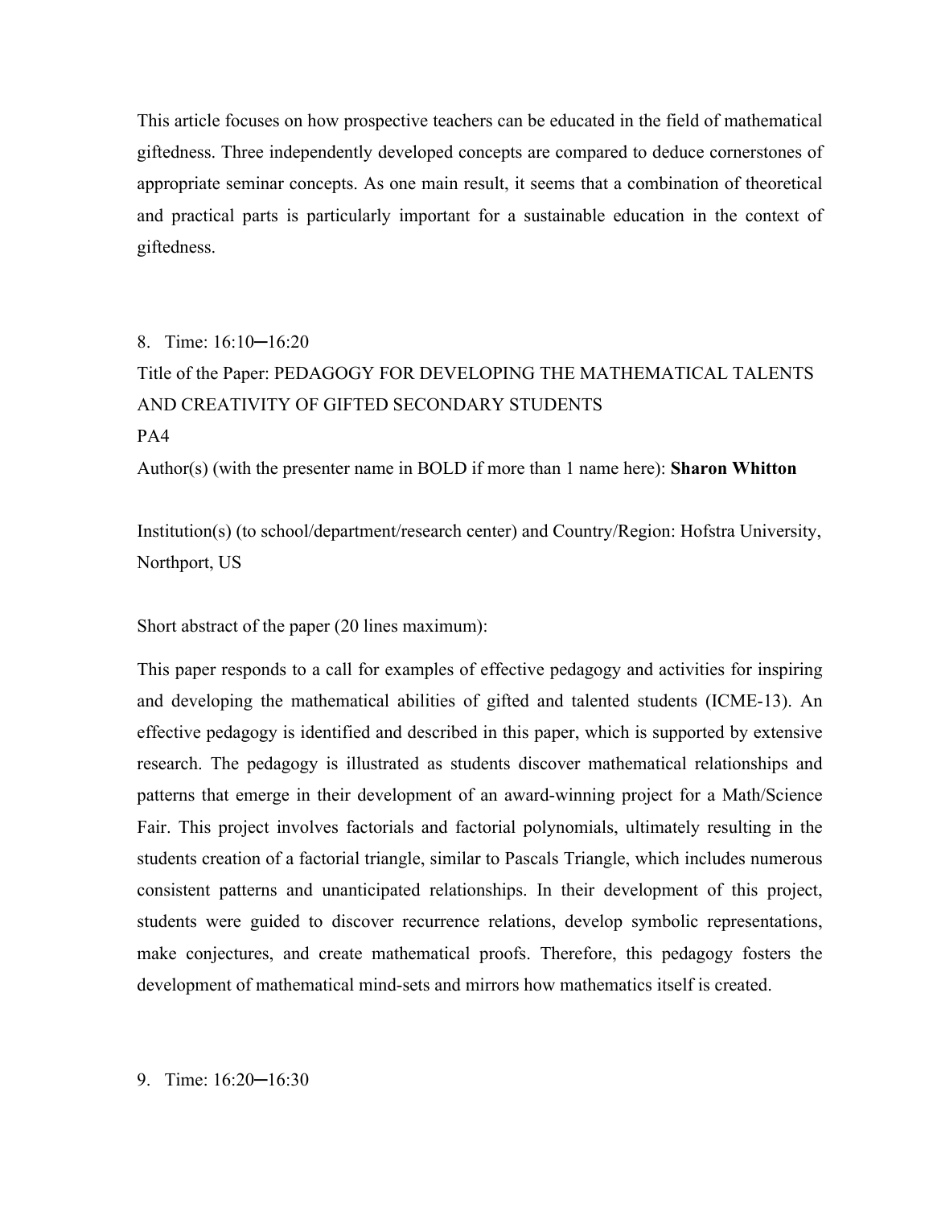This article focuses on how prospective teachers can be educated in the field of mathematical giftedness. Three independently developed concepts are compared to deduce cornerstones of appropriate seminar concepts. As one main result, it seems that a combination of theoretical and practical parts is particularly important for a sustainable education in the context of giftedness.

8. Time: 16:10─16:20

Title of the Paper: PEDAGOGY FOR DEVELOPING THE MATHEMATICAL TALENTS AND CREATIVITY OF GIFTED SECONDARY STUDENTS

PA4

Author(s) (with the presenter name in BOLD if more than 1 name here): **Sharon Whitton**

Institution(s) (to school/department/research center) and Country/Region: Hofstra University, Northport, US

Short abstract of the paper (20 lines maximum):

This paper responds to a call for examples of effective pedagogy and activities for inspiring and developing the mathematical abilities of gifted and talented students (ICME-13). An effective pedagogy is identified and described in this paper, which is supported by extensive research. The pedagogy is illustrated as students discover mathematical relationships and patterns that emerge in their development of an award-winning project for a Math/Science Fair. This project involves factorials and factorial polynomials, ultimately resulting in the students creation of a factorial triangle, similar to Pascals Triangle, which includes numerous consistent patterns and unanticipated relationships. In their development of this project, students were guided to discover recurrence relations, develop symbolic representations, make conjectures, and create mathematical proofs. Therefore, this pedagogy fosters the development of mathematical mind-sets and mirrors how mathematics itself is created.

9. Time: 16:20─16:30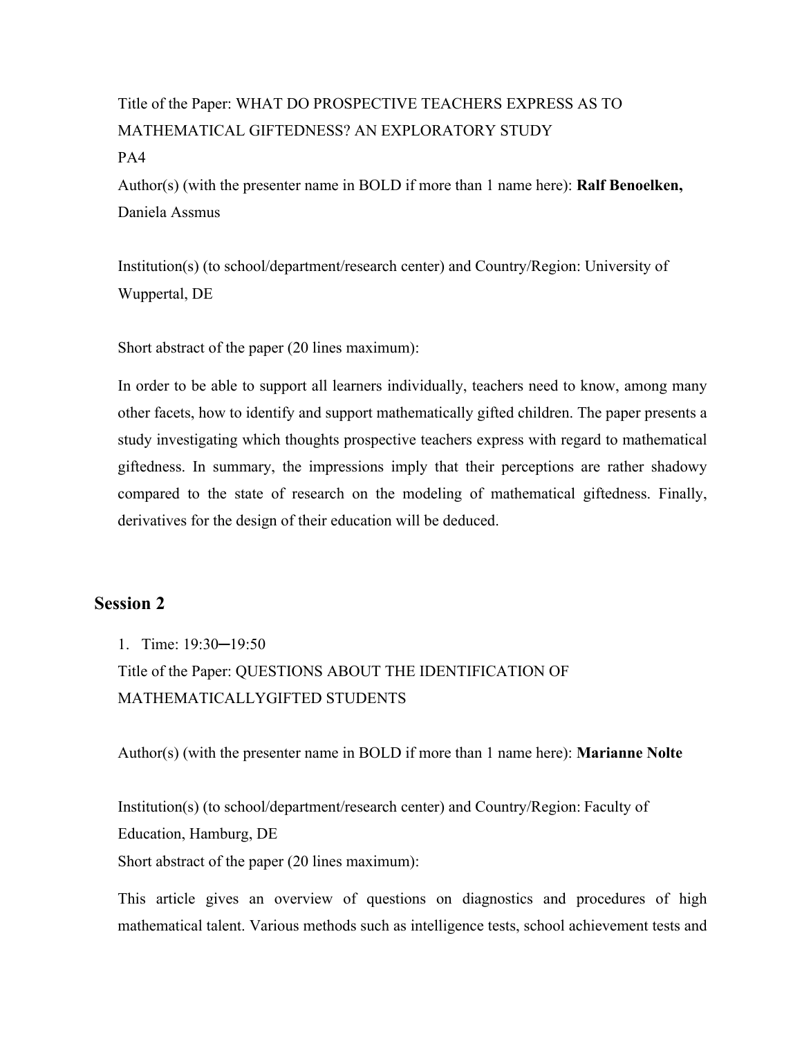Title of the Paper: WHAT DO PROSPECTIVE TEACHERS EXPRESS AS TO MATHEMATICAL GIFTEDNESS? AN EXPLORATORY STUDY

PA4

Author(s) (with the presenter name in BOLD if more than 1 name here): **Ralf Benoelken,** Daniela Assmus

Institution(s) (to school/department/research center) and Country/Region: University of Wuppertal, DE

Short abstract of the paper (20 lines maximum):

In order to be able to support all learners individually, teachers need to know, among many other facets, how to identify and support mathematically gifted children. The paper presents a study investigating which thoughts prospective teachers express with regard to mathematical giftedness. In summary, the impressions imply that their perceptions are rather shadowy compared to the state of research on the modeling of mathematical giftedness. Finally, derivatives for the design of their education will be deduced.

## Session 2

1. Time: 19:30─19:50

Title of the Paper: QUESTIONS ABOUT THE IDENTIFICATION OF MATHEMATICALLYGIFTED STUDENTS

Author(s) (with the presenter name in BOLD if more than 1 name here): **Marianne Nolte**

Institution(s) (to school/department/research center) and Country/Region: Faculty of Education, Hamburg, DE

Short abstract of the paper (20 lines maximum):

This article gives an overview of questions on diagnostics and procedures of high mathematical talent. Various methods such as intelligence tests, school achievement tests and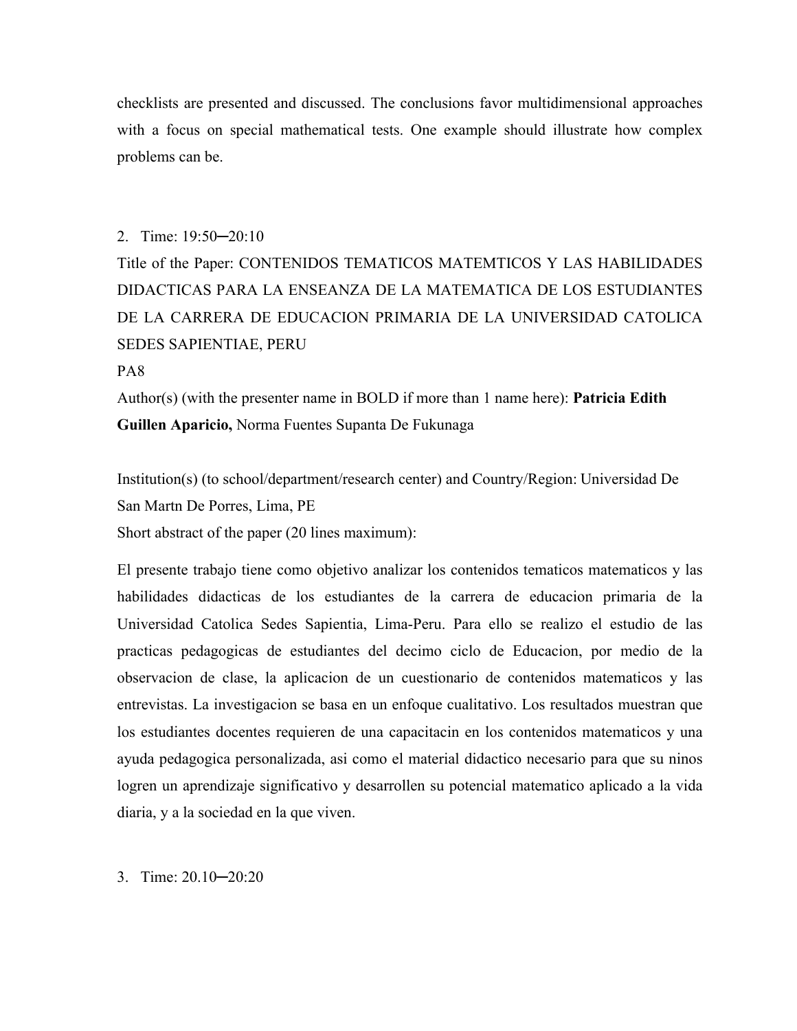checklists are presented and discussed. The conclusions favor multidimensional approaches with a focus on special mathematical tests. One example should illustrate how complex problems can be.

2. Time: 19:50─20:10

Title of the Paper: CONTENIDOS TEMATICOS MATEMTICOS Y LAS HABILIDADES DIDACTICAS PARA LA ENSEANZA DE LA MATEMATICA DE LOS ESTUDIANTES DE LA CARRERA DE EDUCACION PRIMARIA DE LA UNIVERSIDAD CATOLICA SEDES SAPIENTIAE, PERU

PA8

Author(s) (with the presenter name in BOLD if more than 1 name here): **Patricia Edith Guillen Aparicio,** Norma Fuentes Supanta De Fukunaga

Institution(s) (to school/department/research center) and Country/Region: Universidad De San Martn De Porres, Lima, PE

Short abstract of the paper (20 lines maximum):

El presente trabajo tiene como objetivo analizar los contenidos tematicos matematicos y las habilidades didacticas de los estudiantes de la carrera de educacion primaria de la Universidad Catolica Sedes Sapientia, Lima-Peru. Para ello se realizo el estudio de las practicas pedagogicas de estudiantes del decimo ciclo de Educacion, por medio de la observacion de clase, la aplicacion de un cuestionario de contenidos matematicos y las entrevistas. La investigacion se basa en un enfoque cualitativo. Los resultados muestran que los estudiantes docentes requieren de una capacitacin en los contenidos matematicos y una ayuda pedagogica personalizada, asi como el material didactico necesario para que su ninos logren un aprendizaje significativo y desarrollen su potencial matematico aplicado a la vida diaria, y a la sociedad en la que viven.

3. Time: 20.10─20:20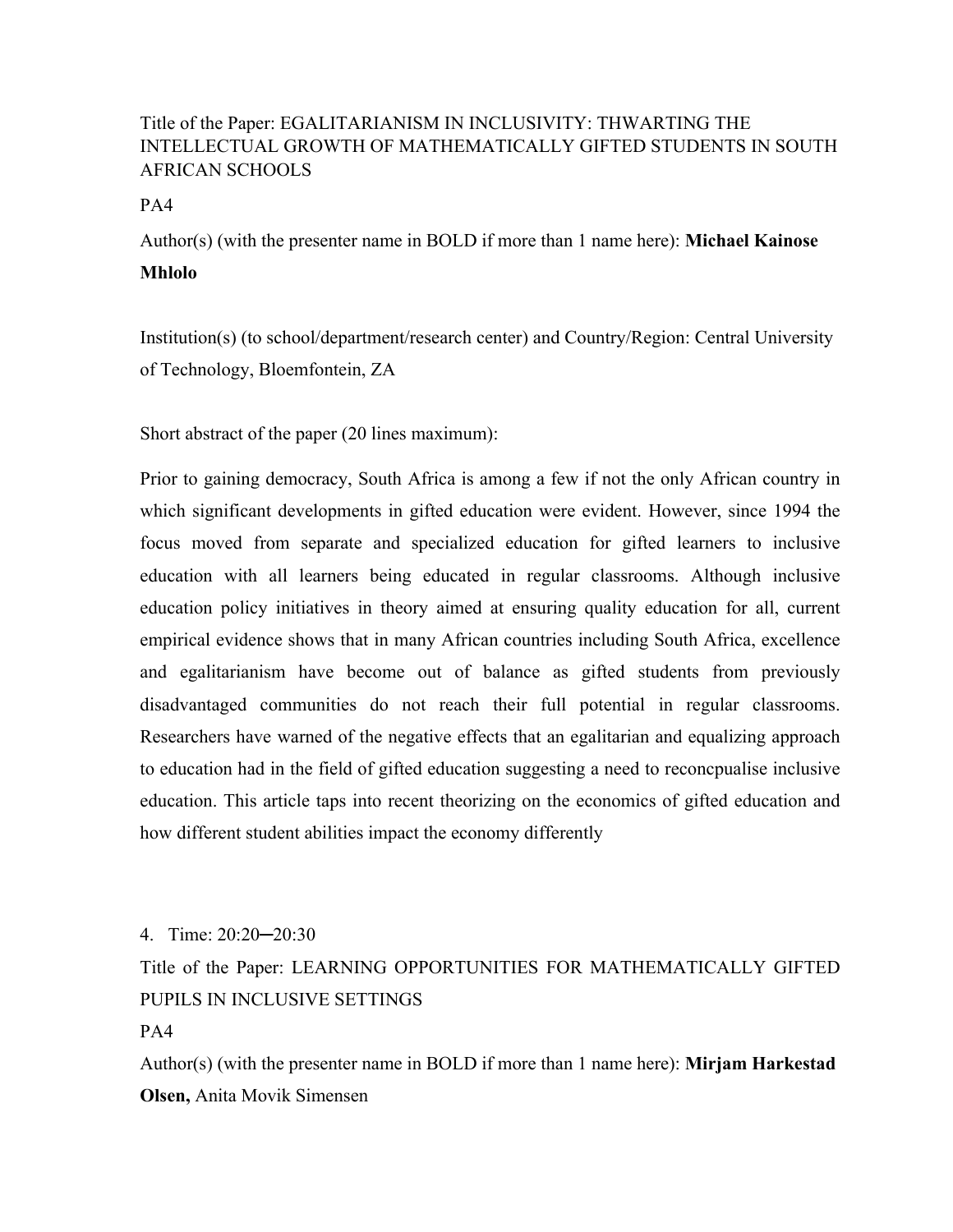Title of the Paper: EGALITARIANISM IN INCLUSIVITY: THWARTING THE INTELLECTUAL GROWTH OF MATHEMATICALLY GIFTED STUDENTS IN SOUTH AFRICAN SCHOOLS

PA4

Author(s) (with the presenter name in BOLD if more than 1 name here): **Michael Kainose Mhlolo**

Institution(s) (to school/department/research center) and Country/Region: Central University of Technology, Bloemfontein, ZA

Short abstract of the paper (20 lines maximum):

Prior to gaining democracy, South Africa is among a few if not the only African country in which significant developments in gifted education were evident. However, since 1994 the focus moved from separate and specialized education for gifted learners to inclusive education with all learners being educated in regular classrooms. Although inclusive education policy initiatives in theory aimed at ensuring quality education for all, current empirical evidence shows that in many African countries including South Africa, excellence and egalitarianism have become out of balance as gifted students from previously disadvantaged communities do not reach their full potential in regular classrooms. Researchers have warned of the negative effects that an egalitarian and equalizing approach to education had in the field of gifted education suggesting a need to reconcpualise inclusive education. This article taps into recent theorizing on the economics of gifted education and how different student abilities impact the economy differently

4. Time: 20:20─20:30

Title of the Paper: LEARNING OPPORTUNITIES FOR MATHEMATICALLY GIFTED PUPILS IN INCLUSIVE SETTINGS

PA4

Author(s) (with the presenter name in BOLD if more than 1 name here): **Mirjam Harkestad Olsen,** Anita Movik Simensen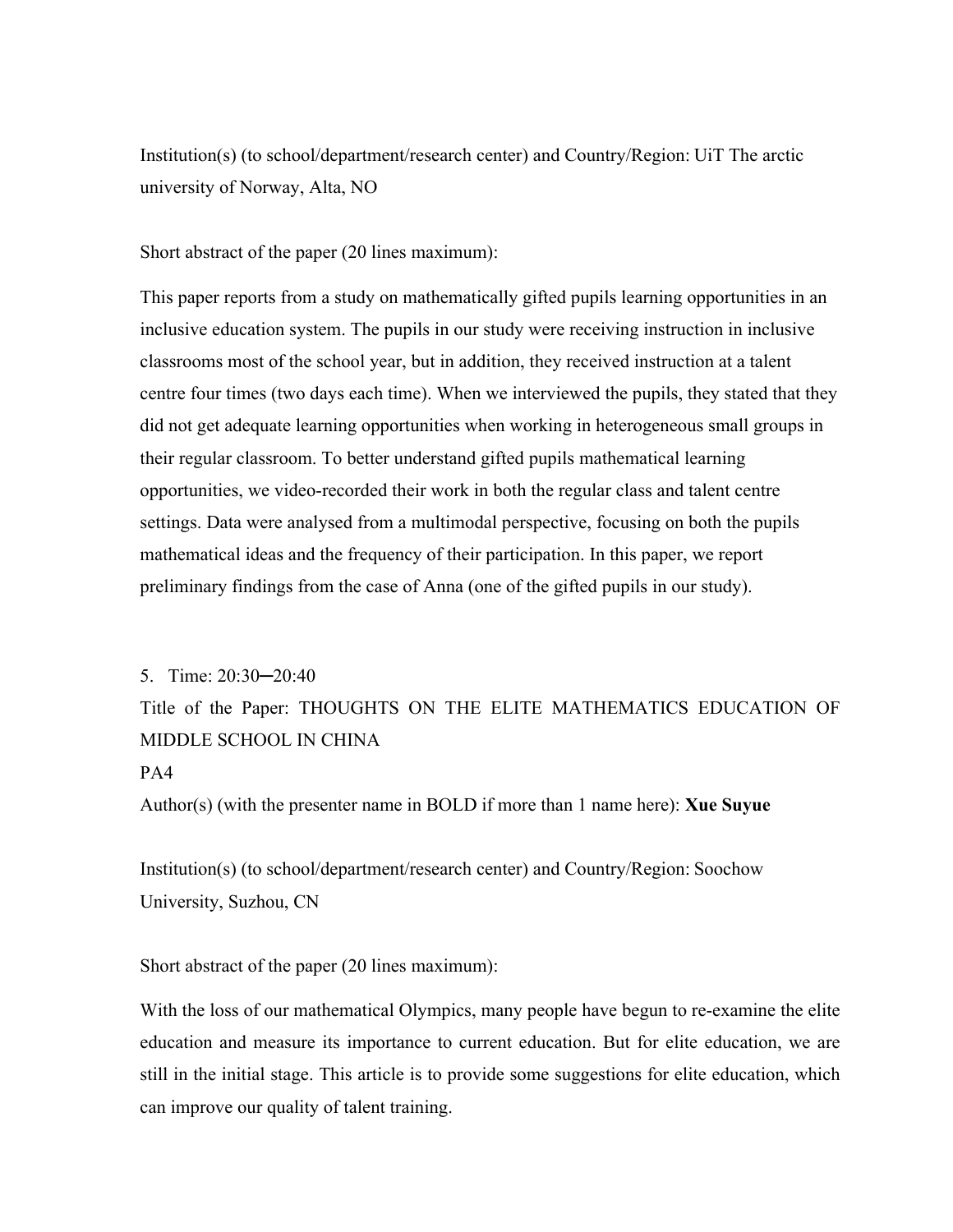Institution(s) (to school/department/research center) and Country/Region: UiT The arctic university of Norway, Alta, NO

Short abstract of the paper (20 lines maximum):

This paper reports from a study on mathematically gifted pupils learning opportunities in an inclusive education system. The pupils in our study were receiving instruction in inclusive classrooms most of the school year, but in addition, they received instruction at a talent centre four times (two days each time). When we interviewed the pupils, they stated that they did not get adequate learning opportunities when working in heterogeneous small groups in their regular classroom. To better understand gifted pupils mathematical learning opportunities, we video-recorded their work in both the regular class and talent centre settings. Data were analysed from a multimodal perspective, focusing on both the pupils mathematical ideas and the frequency of their participation. In this paper, we report preliminary findings from the case of Anna (one of the gifted pupils in our study).

5. Time: 20:30─20:40

Title of the Paper: THOUGHTS ON THE ELITE MATHEMATICS EDUCATION OF MIDDLE SCHOOL IN CHINA

PA4

Author(s) (with the presenter name in BOLD if more than 1 name here): **Xue Suyue**

Institution(s) (to school/department/research center) and Country/Region: Soochow University, Suzhou, CN

Short abstract of the paper (20 lines maximum):

With the loss of our mathematical Olympics, many people have begun to re-examine the elite education and measure its importance to current education. But for elite education, we are still in the initial stage. This article is to provide some suggestions for elite education, which can improve our quality of talent training.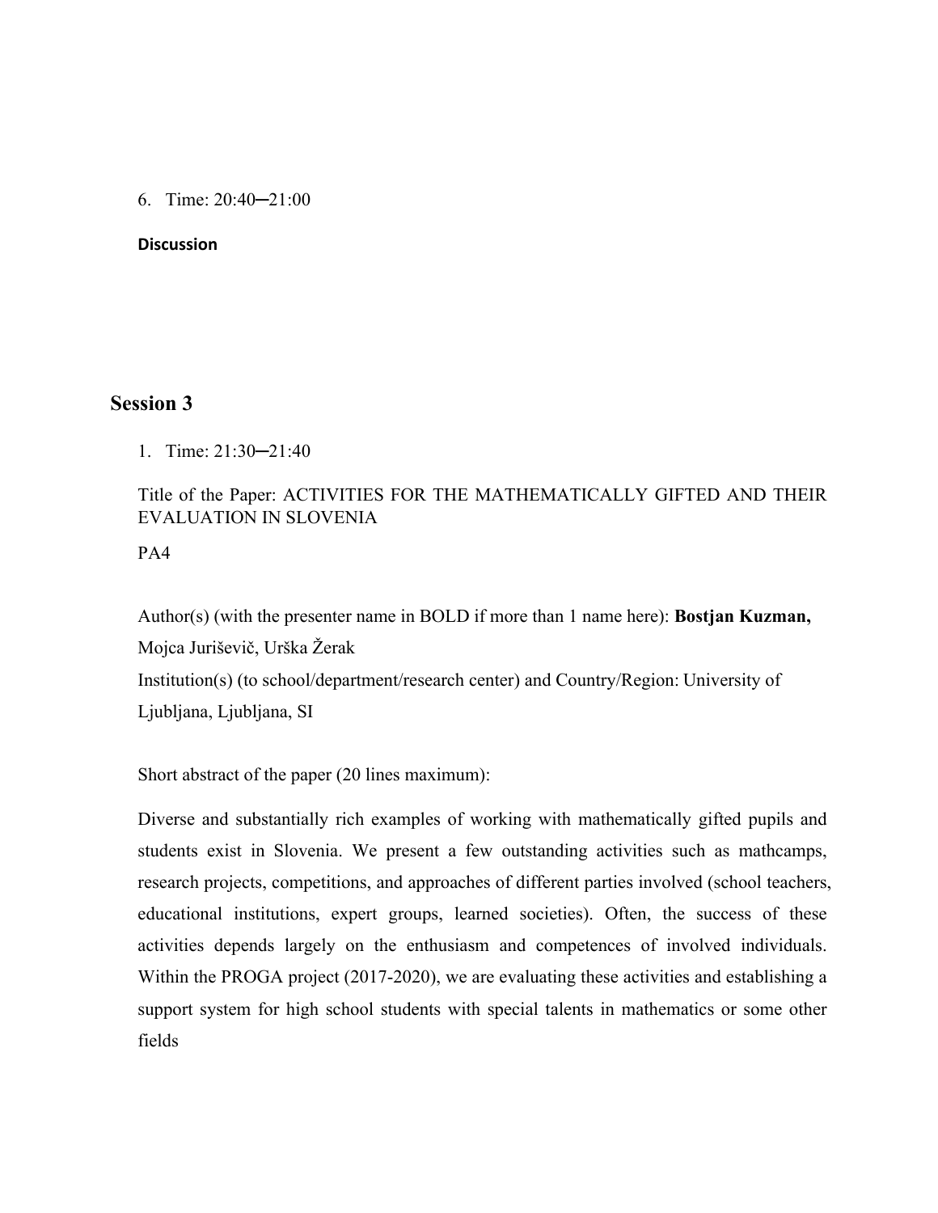6. Time: 20:40─21:00

**Discussion**

## Session 3

1. Time: 21:30─21:40

Title of the Paper: ACTIVITIES FOR THE MATHEMATICALLY GIFTED AND THEIR EVALUATION IN SLOVENIA

PA4

Author(s) (with the presenter name in BOLD if more than 1 name here): **Bostjan Kuzman,** Mojca Juriševič, Urška Žerak

Institution(s) (to school/department/research center) and Country/Region: University of Ljubljana, Ljubljana, SI

Short abstract of the paper (20 lines maximum):

Diverse and substantially rich examples of working with mathematically gifted pupils and students exist in Slovenia. We present a few outstanding activities such as mathcamps, research projects, competitions, and approaches of different parties involved (school teachers, educational institutions, expert groups, learned societies). Often, the success of these activities depends largely on the enthusiasm and competences of involved individuals. Within the PROGA project (2017-2020), we are evaluating these activities and establishing a support system for high school students with special talents in mathematics or some other fields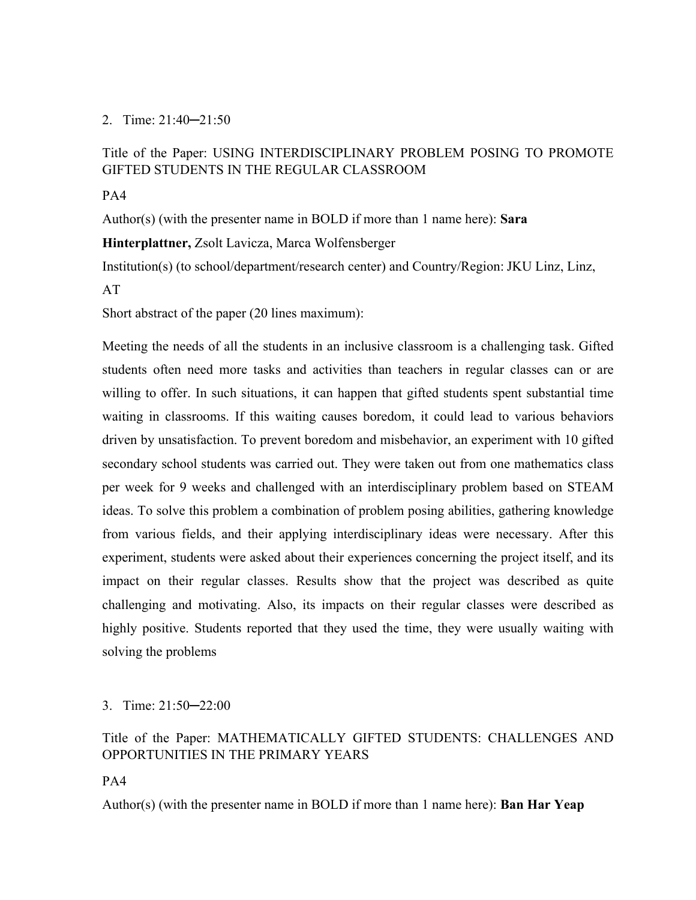2. Time: 21:40─21:50

Title of the Paper: USING INTERDISCIPLINARY PROBLEM POSING TO PROMOTE GIFTED STUDENTS IN THE REGULAR CLASSROOM

PA4

Author(s) (with the presenter name in BOLD if more than 1 name here): **Sara Hinterplattner,** Zsolt Lavicza, Marca Wolfensberger

Institution(s) (to school/department/research center) and Country/Region: JKU Linz, Linz, AT

Short abstract of the paper (20 lines maximum):

Meeting the needs of all the students in an inclusive classroom is a challenging task. Gifted students often need more tasks and activities than teachers in regular classes can or are willing to offer. In such situations, it can happen that gifted students spent substantial time waiting in classrooms. If this waiting causes boredom, it could lead to various behaviors driven by unsatisfaction. To prevent boredom and misbehavior, an experiment with 10 gifted secondary school students was carried out. They were taken out from one mathematics class per week for 9 weeks and challenged with an interdisciplinary problem based on STEAM ideas. To solve this problem a combination of problem posing abilities, gathering knowledge from various fields, and their applying interdisciplinary ideas were necessary. After this experiment, students were asked about their experiences concerning the project itself, and its impact on their regular classes. Results show that the project was described as quite challenging and motivating. Also, its impacts on their regular classes were described as highly positive. Students reported that they used the time, they were usually waiting with solving the problems

3. Time: 21:50─22:00

Title of the Paper: MATHEMATICALLY GIFTED STUDENTS: CHALLENGES AND OPPORTUNITIES IN THE PRIMARY YEARS

PA4

Author(s) (with the presenter name in BOLD if more than 1 name here): **Ban Har Yeap**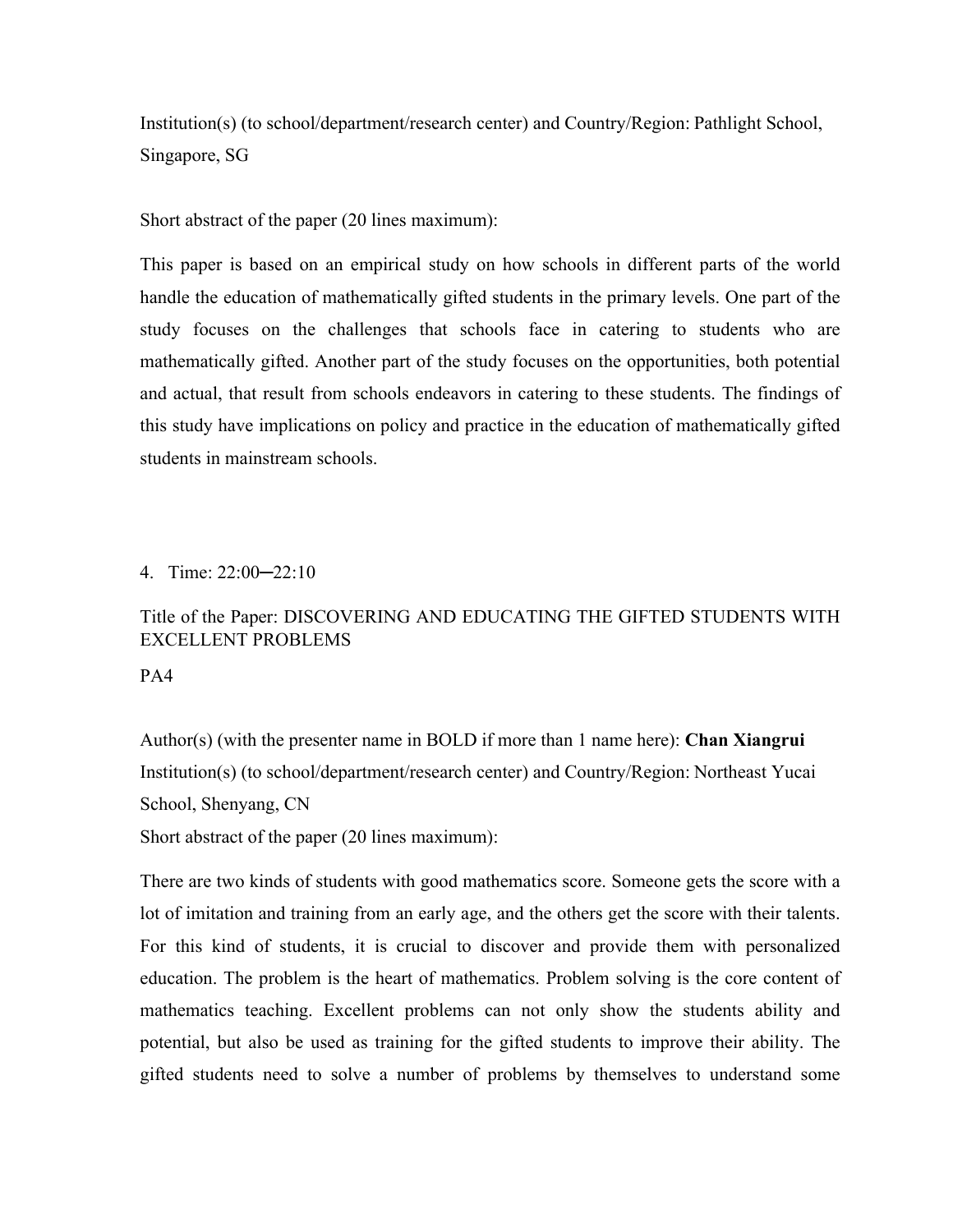Institution(s) (to school/department/research center) and Country/Region: Pathlight School, Singapore, SG

Short abstract of the paper (20 lines maximum):

This paper is based on an empirical study on how schools in different parts of the world handle the education of mathematically gifted students in the primary levels. One part of the study focuses on the challenges that schools face in catering to students who are mathematically gifted. Another part of the study focuses on the opportunities, both potential and actual, that result from schools endeavors in catering to these students. The findings of this study have implications on policy and practice in the education of mathematically gifted students in mainstream schools.

4. Time: 22:00─22:10

Title of the Paper: DISCOVERING AND EDUCATING THE GIFTED STUDENTS WITH EXCELLENT PROBLEMS

PA4

Author(s) (with the presenter name in BOLD if more than 1 name here): **Chan Xiangrui**
Institution(s) (to school/department/research center) and Country/Region: Northeast Yucai School, Shenyang, CN
Short abstract of the paper (20 lines maximum):

There are two kinds of students with good mathematics score. Someone gets the score with a lot of imitation and training from an early age, and the others get the score with their talents. For this kind of students, it is crucial to discover and provide them with personalized education. The problem is the heart of mathematics. Problem solving is the core content of mathematics teaching. Excellent problems can not only show the students ability and potential, but also be used as training for the gifted students to improve their ability. The gifted students need to solve a number of problems by themselves to understand some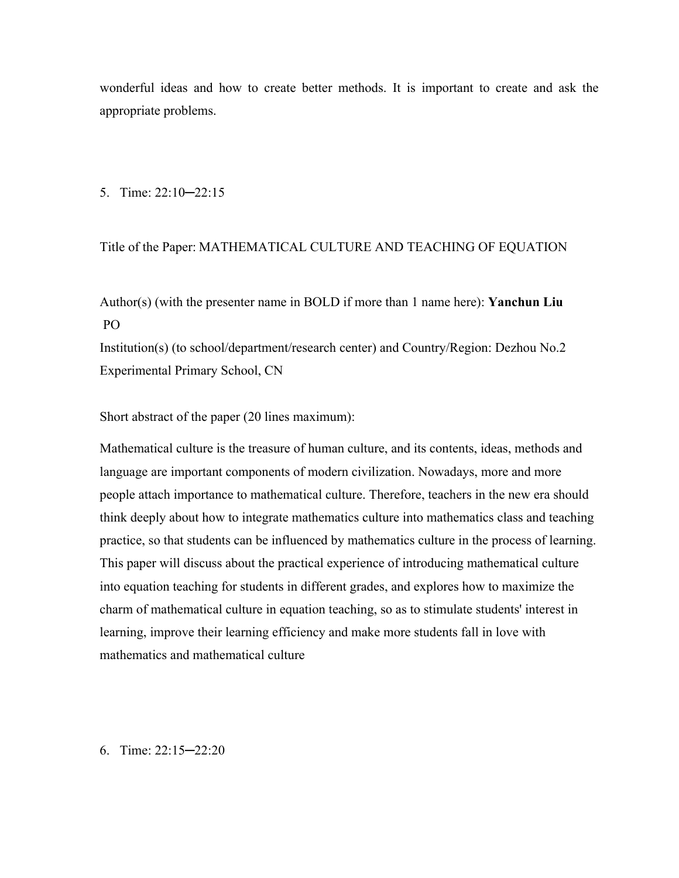wonderful ideas and how to create better methods. It is important to create and ask the appropriate problems.

5. Time: 22:10─22:15

Title of the Paper: MATHEMATICAL CULTURE AND TEACHING OF EQUATION

Author(s) (with the presenter name in BOLD if more than 1 name here): **Yanchun Liu**
PO
Institution(s) (to school/department/research center) and Country/Region: Dezhou No.2 Experimental Primary School, CN

Short abstract of the paper (20 lines maximum):

Mathematical culture is the treasure of human culture, and its contents, ideas, methods and language are important components of modern civilization. Nowadays, more and more people attach importance to mathematical culture. Therefore, teachers in the new era should think deeply about how to integrate mathematics culture into mathematics class and teaching practice, so that students can be influenced by mathematics culture in the process of learning. This paper will discuss about the practical experience of introducing mathematical culture into equation teaching for students in different grades, and explores how to maximize the charm of mathematical culture in equation teaching, so as to stimulate students' interest in learning, improve their learning efficiency and make more students fall in love with mathematics and mathematical culture

6. Time: 22:15─22:20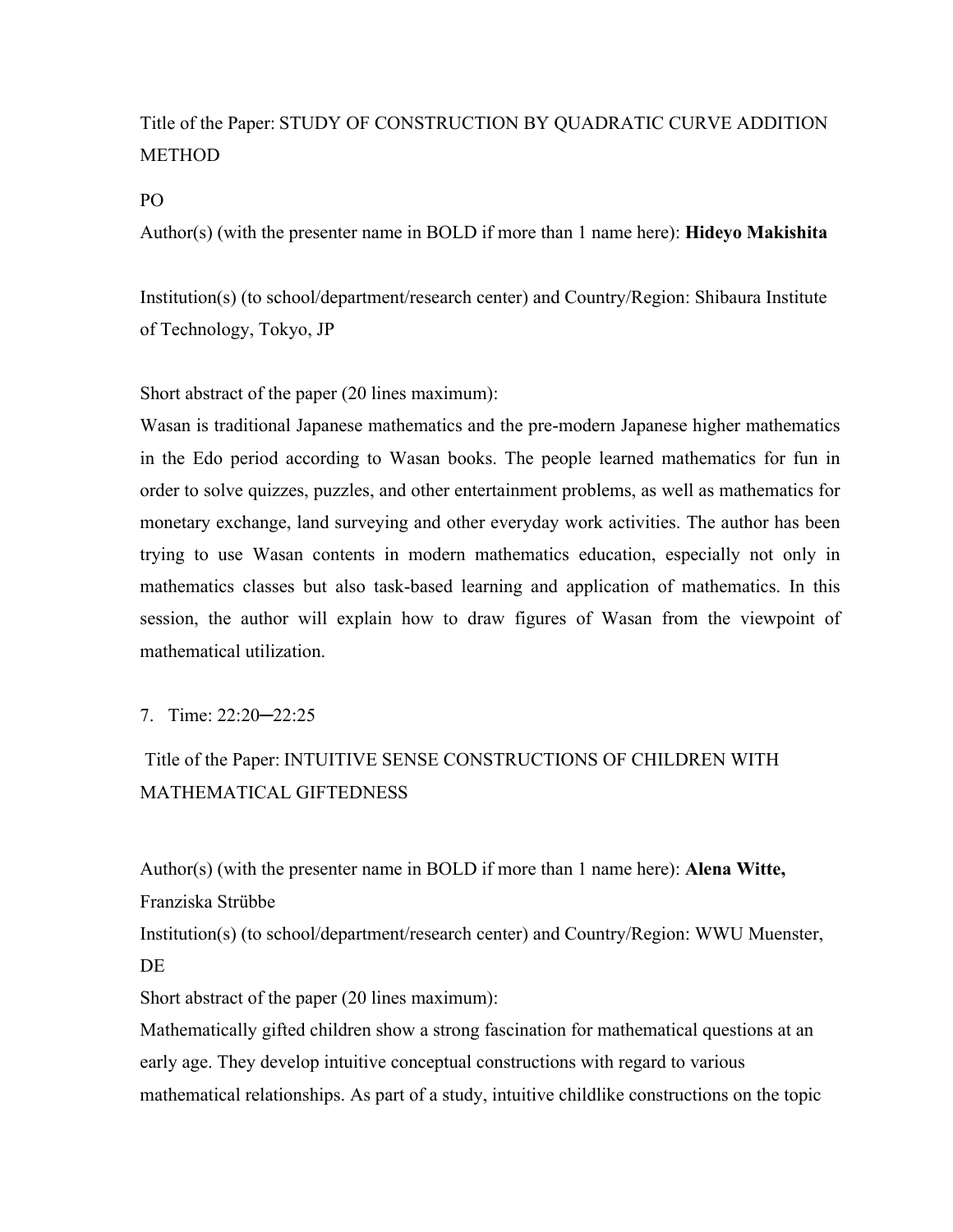Title of the Paper: STUDY OF CONSTRUCTION BY QUADRATIC CURVE ADDITION METHOD

PO

Author(s) (with the presenter name in BOLD if more than 1 name here): **Hideyo Makishita**

Institution(s) (to school/department/research center) and Country/Region: Shibaura Institute of Technology, Tokyo, JP

Short abstract of the paper (20 lines maximum):

Wasan is traditional Japanese mathematics and the pre-modern Japanese higher mathematics in the Edo period according to Wasan books. The people learned mathematics for fun in order to solve quizzes, puzzles, and other entertainment problems, as well as mathematics for monetary exchange, land surveying and other everyday work activities. The author has been trying to use Wasan contents in modern mathematics education, especially not only in mathematics classes but also task-based learning and application of mathematics. In this session, the author will explain how to draw figures of Wasan from the viewpoint of mathematical utilization.

7. Time: 22:20─22:25

Title of the Paper: INTUITIVE SENSE CONSTRUCTIONS OF CHILDREN WITH MATHEMATICAL GIFTEDNESS

Author(s) (with the presenter name in BOLD if more than 1 name here): **Alena Witte,** Franziska Strübbe

Institution(s) (to school/department/research center) and Country/Region: WWU Muenster, DE

Short abstract of the paper (20 lines maximum):

Mathematically gifted children show a strong fascination for mathematical questions at an early age. They develop intuitive conceptual constructions with regard to various mathematical relationships. As part of a study, intuitive childlike constructions on the topic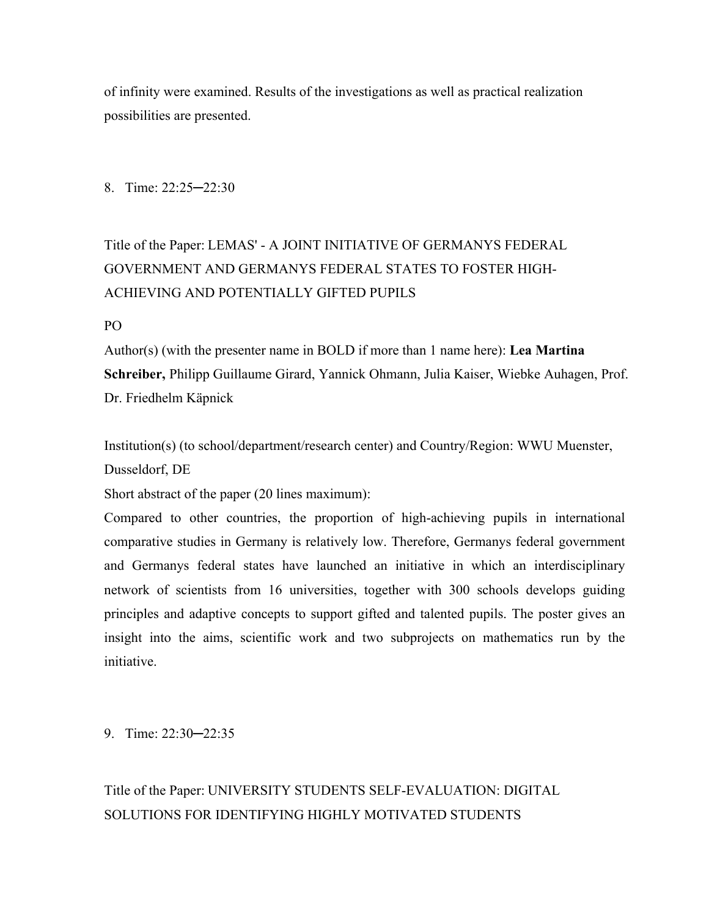of infinity were examined. Results of the investigations as well as practical realization possibilities are presented.

8. Time: 22:25─22:30

Title of the Paper: LEMAS' - A JOINT INITIATIVE OF GERMANYS FEDERAL GOVERNMENT AND GERMANYS FEDERAL STATES TO FOSTER HIGH-ACHIEVING AND POTENTIALLY GIFTED PUPILS

PO

Author(s) (with the presenter name in BOLD if more than 1 name here): **Lea Martina Schreiber,** Philipp Guillaume Girard, Yannick Ohmann, Julia Kaiser, Wiebke Auhagen, Prof. Dr. Friedhelm Käpnick

Institution(s) (to school/department/research center) and Country/Region: WWU Muenster, Dusseldorf, DE

Short abstract of the paper (20 lines maximum):

Compared to other countries, the proportion of high-achieving pupils in international comparative studies in Germany is relatively low. Therefore, Germanys federal government and Germanys federal states have launched an initiative in which an interdisciplinary network of scientists from 16 universities, together with 300 schools develops guiding principles and adaptive concepts to support gifted and talented pupils. The poster gives an insight into the aims, scientific work and two subprojects on mathematics run by the initiative.

9. Time: 22:30─22:35

Title of the Paper: UNIVERSITY STUDENTS SELF-EVALUATION: DIGITAL SOLUTIONS FOR IDENTIFYING HIGHLY MOTIVATED STUDENTS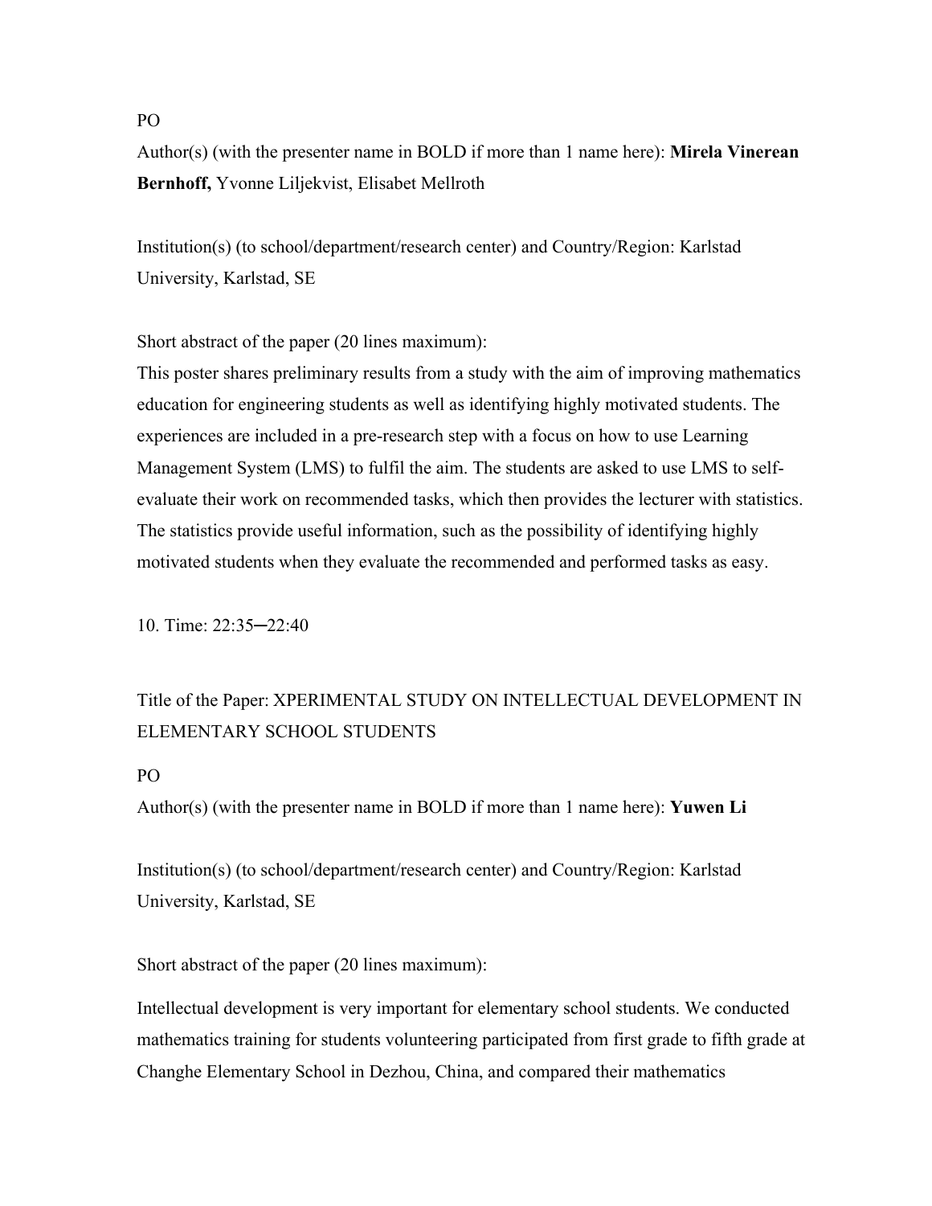PO

Author(s) (with the presenter name in BOLD if more than 1 name here): **Mirela Vinerean Bernhoff,** Yvonne Liljekvist, Elisabet Mellroth

Institution(s) (to school/department/research center) and Country/Region: Karlstad University, Karlstad, SE

Short abstract of the paper (20 lines maximum):

This poster shares preliminary results from a study with the aim of improving mathematics education for engineering students as well as identifying highly motivated students. The experiences are included in a pre-research step with a focus on how to use Learning Management System (LMS) to fulfil the aim. The students are asked to use LMS to self-evaluate their work on recommended tasks, which then provides the lecturer with statistics. The statistics provide useful information, such as the possibility of identifying highly motivated students when they evaluate the recommended and performed tasks as easy.

10. Time: 22:35─22:40

Title of the Paper: XPERIMENTAL STUDY ON INTELLECTUAL DEVELOPMENT IN ELEMENTARY SCHOOL STUDENTS

PO

Author(s) (with the presenter name in BOLD if more than 1 name here): **Yuwen Li**

Institution(s) (to school/department/research center) and Country/Region: Karlstad University, Karlstad, SE

Short abstract of the paper (20 lines maximum):

Intellectual development is very important for elementary school students. We conducted mathematics training for students volunteering participated from first grade to fifth grade at Changhe Elementary School in Dezhou, China, and compared their mathematics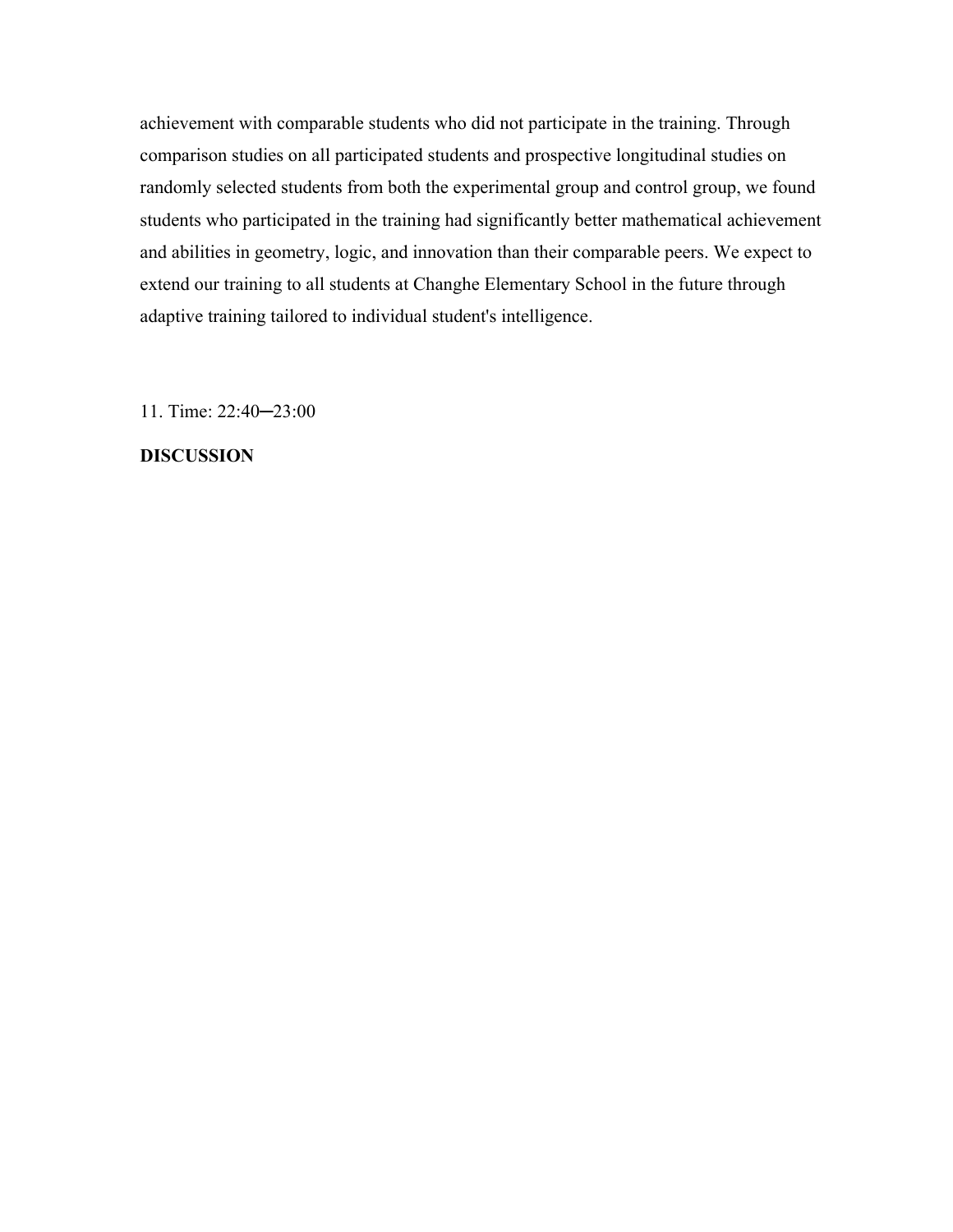achievement with comparable students who did not participate in the training. Through comparison studies on all participated students and prospective longitudinal studies on randomly selected students from both the experimental group and control group, we found students who participated in the training had significantly better mathematical achievement and abilities in geometry, logic, and innovation than their comparable peers. We expect to extend our training to all students at Changhe Elementary School in the future through adaptive training tailored to individual student's intelligence.

11. Time: 22:40─23:00

**DISCUSSION**